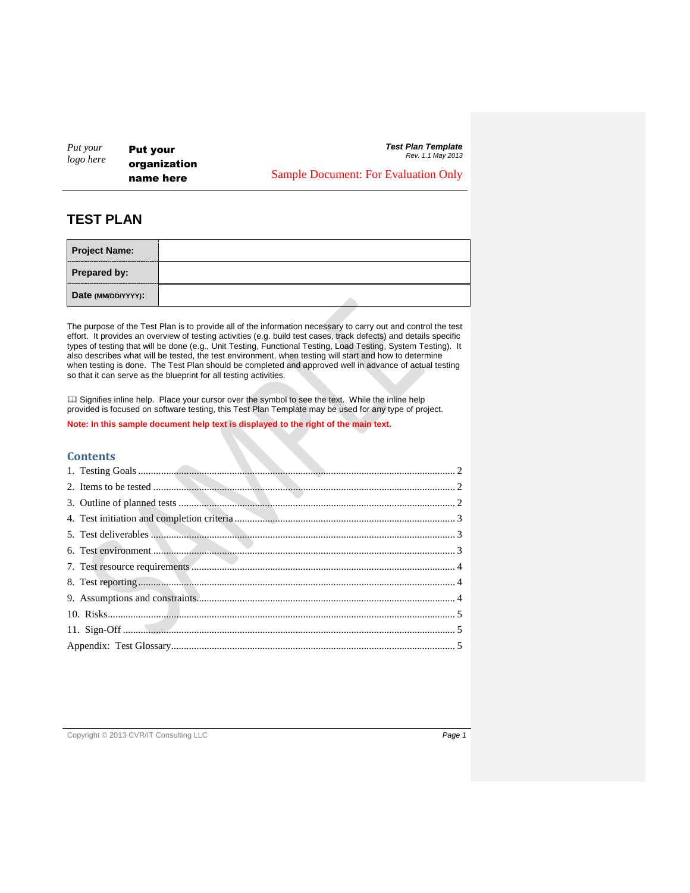Put your logo here

**Put your organization name here**

***Test Plan Template***
*Rev. 1.1 May 2013*

Sample Document: For Evaluation Only

# TEST PLAN

| **Project Name:** | |
|---|---|
| **Prepared by:** | |
| **Date** (MM/DD/YYYY)**:** | |

The purpose of the Test Plan is to provide all of the information necessary to carry out and control the test effort. It provides an overview of testing activities (e.g. build test cases, track defects) and details specific types of testing that will be done (e.g., Unit Testing, Functional Testing, Load Testing, System Testing). It also describes what will be tested, the test environment, when testing will start and how to determine when testing is done. The Test Plan should be completed and approved well in advance of actual testing so that it can serve as the blueprint for all testing activities.

📖 Signifies inline help. Place your cursor over the symbol to see the text. While the inline help provided is focused on software testing, this Test Plan Template may be used for any type of project.

**Note: In this sample document help text is displayed to the right of the main text.**

## Contents

1. Testing Goals .......... 2
2. Items to be tested .......... 2
3. Outline of planned tests .......... 2
4. Test initiation and completion criteria .......... 3
5. Test deliverables .......... 3
6. Test environment .......... 3
7. Test resource requirements .......... 4
8. Test reporting .......... 4
9. Assumptions and constraints .......... 4
10. Risks .......... 5
11. Sign-Off .......... 5

Appendix: Test Glossary .......... 5

Copyright © 2013 CVR/IT Consulting LLC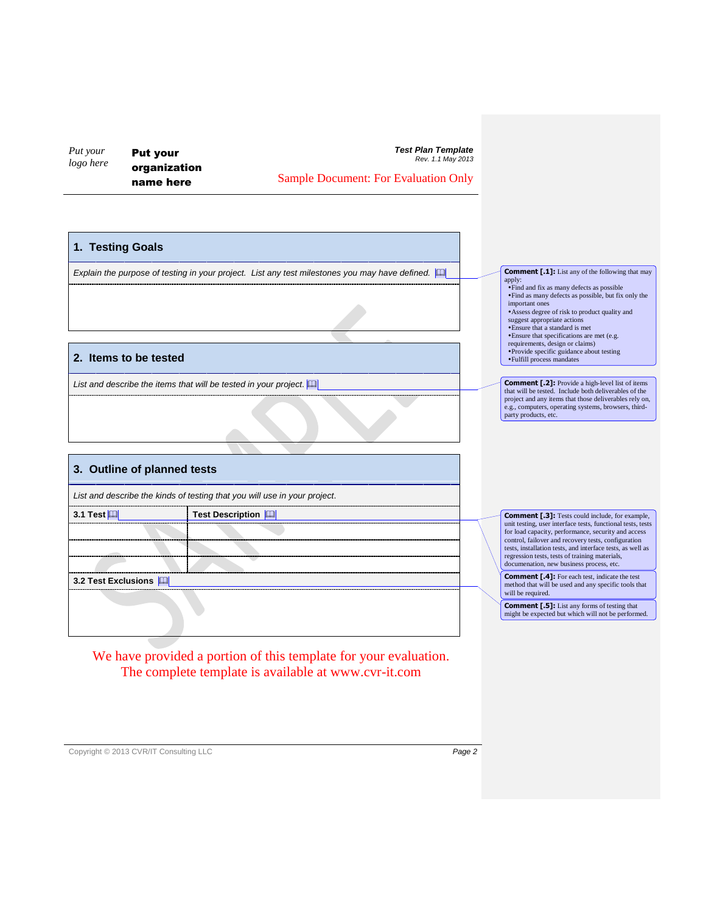Put your logo here

**Put your organization name here**

***Test Plan Template***
*Rev. 1.1 May 2013*

Sample Document: For Evaluation Only

## 1. Testing Goals

*Explain the purpose of testing in your project. List any test milestones you may have defined.*

## 2. Items to be tested

*List and describe the items that will be tested in your project.*

## 3. Outline of planned tests

*List and describe the kinds of testing that you will use in your project.*

| 3.1 Test | Test Description |
|---|---|
| | |
| | |
| | |

**3.2 Test Exclusions**

We have provided a portion of this template for your evaluation.
The complete template is available at www.cvr-it.com

Copyright © 2013 CVR/IT Consulting LLC

**Comment [.1]:** List any of the following that may apply:
- Find and fix as many defects as possible
- Find as many defects as possible, but fix only the important ones
- Assess degree of risk to product quality and suggest appropriate actions
- Ensure that a standard is met
- Ensure that specifications are met (e.g. requirements, design or claims)
- Provide specific guidance about testing
- Fulfill process mandates

**Comment [.2]:** Provide a high-level list of items that will be tested. Include both deliverables of the project and any items that those deliverables rely on, e.g., computers, operating systems, browsers, third-party products, etc.

**Comment [.3]:** Tests could include, for example, unit testing, user interface tests, functional tests, tests for load capacity, performance, security and access control, failover and recovery tests, configuration tests, installation tests, and interface tests, as well as regression tests, tests of training materials, documentation, new business process, etc.

**Comment [.4]:** For each test, indicate the test method that will be used and any specific tools that will be required.

**Comment [.5]:** List any forms of testing that might be expected but which will not be performed.